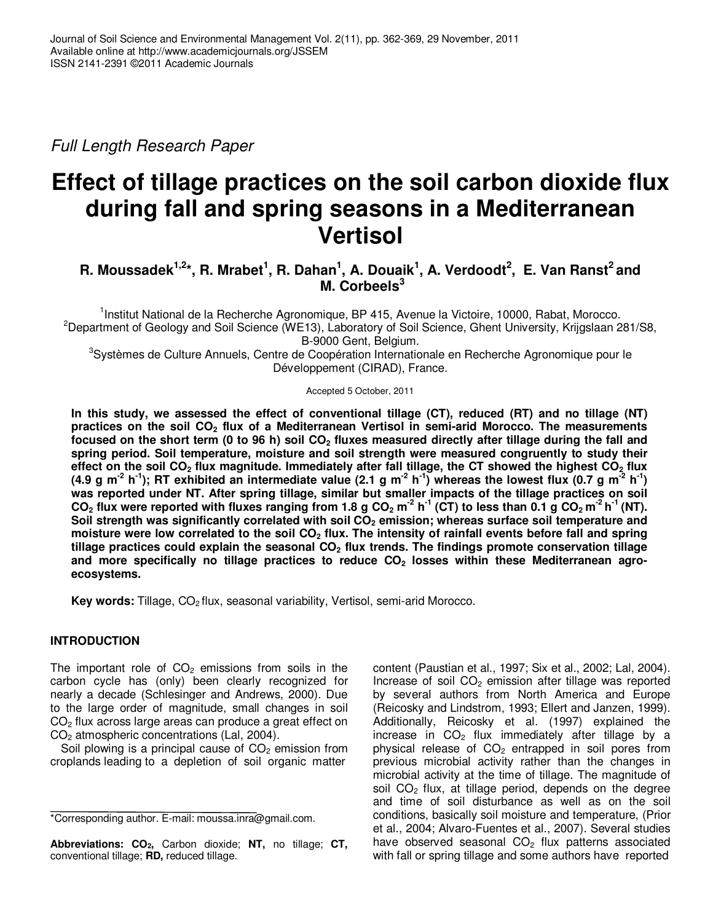*Full Length Research Paper*

# Effect of tillage practices on the soil carbon dioxide flux during fall and spring seasons in a Mediterranean Vertisol

**R. Moussadek[1,2]*, R. Mrabet[1], R. Dahan[1], A. Douaik[1], A. Verdoodt[2], E. Van Ranst[2] and M. Corbeels[3]**

[1]Institut National de la Recherche Agronomique, BP 415, Avenue la Victoire, 10000, Rabat, Morocco.
[2]Department of Geology and Soil Science (WE13), Laboratory of Soil Science, Ghent University, Krijgslaan 281/S8, B-9000 Gent, Belgium.
[3]Systèmes de Culture Annuels, Centre de Coopération Internationale en Recherche Agronomique pour le Développement (CIRAD), France.

Accepted 5 October, 2011

**In this study, we assessed the effect of conventional tillage (CT), reduced (RT) and no tillage (NT) practices on the soil $CO_2$ flux of a Mediterranean Vertisol in semi-arid Morocco. The measurements focused on the short term (0 to 96 h) soil $CO_2$ fluxes measured directly after tillage during the fall and spring period. Soil temperature, moisture and soil strength were measured congruently to study their effect on the soil $CO_2$ flux magnitude. Immediately after fall tillage, the CT showed the highest $CO_2$ flux (4.9 g $m^{-2}$ $h^{-1}$); RT exhibited an intermediate value (2.1 g $m^{-2}$ $h^{-1}$) whereas the lowest flux (0.7 g $m^{-2}$ $h^{-1}$) was reported under NT. After spring tillage, similar but smaller impacts of the tillage practices on soil $CO_2$ flux were reported with fluxes ranging from 1.8 g $CO_2$ $m^{-2}$ $h^{-1}$ (CT) to less than 0.1 g $CO_2$ $m^{-2}$ $h^{-1}$ (NT). Soil strength was significantly correlated with soil $CO_2$ emission; whereas surface soil temperature and moisture were low correlated to the soil $CO_2$ flux. The intensity of rainfall events before fall and spring tillage practices could explain the seasonal $CO_2$ flux trends. The findings promote conservation tillage and more specifically no tillage practices to reduce $CO_2$ losses within these Mediterranean agro-ecosystems.**

**Key words:** Tillage, $CO_2$ flux, seasonal variability, Vertisol, semi-arid Morocco.

## INTRODUCTION

The important role of $CO_2$ emissions from soils in the carbon cycle has (only) been clearly recognized for nearly a decade (Schlesinger and Andrews, 2000). Due to the large order of magnitude, small changes in soil $CO_2$ flux across large areas can produce a great effect on $CO_2$ atmospheric concentrations (Lal, 2004).

Soil plowing is a principal cause of $CO_2$ emission from croplands leading to a depletion of soil organic matter content (Paustian et al., 1997; Six et al., 2002; Lal, 2004). Increase of soil $CO_2$ emission after tillage was reported by several authors from North America and Europe (Reicosky and Lindstrom, 1993; Ellert and Janzen, 1999). Additionally, Reicosky et al. (1997) explained the increase in $CO_2$ flux immediately after tillage by a physical release of $CO_2$ entrapped in soil pores from previous microbial activity rather than the changes in microbial activity at the time of tillage. The magnitude of soil $CO_2$ flux, at tillage period, depends on the degree and time of soil disturbance as well as on the soil conditions, basically soil moisture and temperature, (Prior et al., 2004; Alvaro-Fuentes et al., 2007). Several studies have observed seasonal $CO_2$ flux patterns associated with fall or spring tillage and some authors have reported

*Corresponding author. E-mail: moussa.inra@gmail.com.

**Abbreviations:** **$CO_2$,** Carbon dioxide; **NT,** no tillage; **CT,** conventional tillage; **RD,** reduced tillage.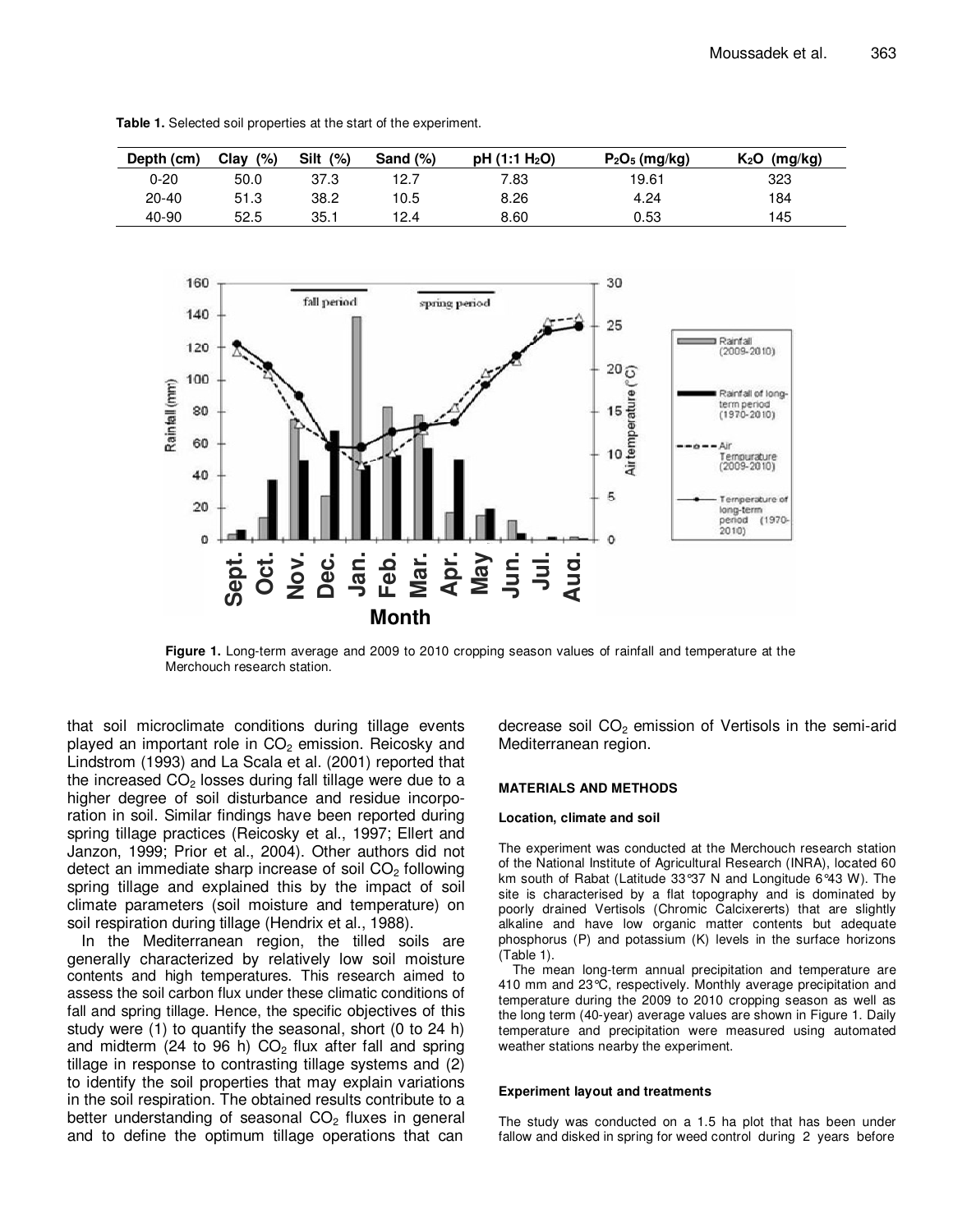**Table 1.** Selected soil properties at the start of the experiment.

| Depth (cm) | Clay (%) | Silt (%) | Sand (%) | pH (1:1 $H_2O$) | $P_2O_5$ (mg/kg) | $K_2O$ (mg/kg) |
|---|---|---|---|---|---|---|
| 0-20 | 50.0 | 37.3 | 12.7 | 7.83 | 19.61 | 323 |
| 20-40 | 51.3 | 38.2 | 10.5 | 8.26 | 4.24 | 184 |
| 40-90 | 52.5 | 35.1 | 12.4 | 8.60 | 0.53 | 145 |

**Figure 1.** Long-term average and 2009 to 2010 cropping season values of rainfall and temperature at the Merchouch research station.

that soil microclimate conditions during tillage events played an important role in $CO_2$ emission. Reicosky and Lindstrom (1993) and La Scala et al. (2001) reported that the increased $CO_2$ losses during fall tillage were due to a higher degree of soil disturbance and residue incorporation in soil. Similar findings have been reported during spring tillage practices (Reicosky et al., 1997; Ellert and Janzon, 1999; Prior et al., 2004). Other authors did not detect an immediate sharp increase of soil $CO_2$ following spring tillage and explained this by the impact of soil climate parameters (soil moisture and temperature) on soil respiration during tillage (Hendrix et al., 1988).

In the Mediterranean region, the tilled soils are generally characterized by relatively low soil moisture contents and high temperatures. This research aimed to assess the soil carbon flux under these climatic conditions of fall and spring tillage. Hence, the specific objectives of this study were (1) to quantify the seasonal, short (0 to 24 h) and midterm (24 to 96 h) $CO_2$ flux after fall and spring tillage in response to contrasting tillage systems and (2) to identify the soil properties that may explain variations in the soil respiration. The obtained results contribute to a better understanding of seasonal $CO_2$ fluxes in general and to define the optimum tillage operations that can decrease soil $CO_2$ emission of Vertisols in the semi-arid Mediterranean region.

## MATERIALS AND METHODS

### Location, climate and soil

The experiment was conducted at the Merchouch research station of the National Institute of Agricultural Research (INRA), located 60 km south of Rabat (Latitude 33°37 N and Longitude 6°43 W). The site is characterised by a flat topography and is dominated by poorly drained Vertisols (Chromic Calcixererts) that are slightly alkaline and have low organic matter contents but adequate phosphorus (P) and potassium (K) levels in the surface horizons (Table 1).

The mean long-term annual precipitation and temperature are 410 mm and 23°C, respectively. Monthly average precipitation and temperature during the 2009 to 2010 cropping season as well as the long term (40-year) average values are shown in Figure 1. Daily temperature and precipitation were measured using automated weather stations nearby the experiment.

### Experiment layout and treatments

The study was conducted on a 1.5 ha plot that has been under fallow and disked in spring for weed control during 2 years before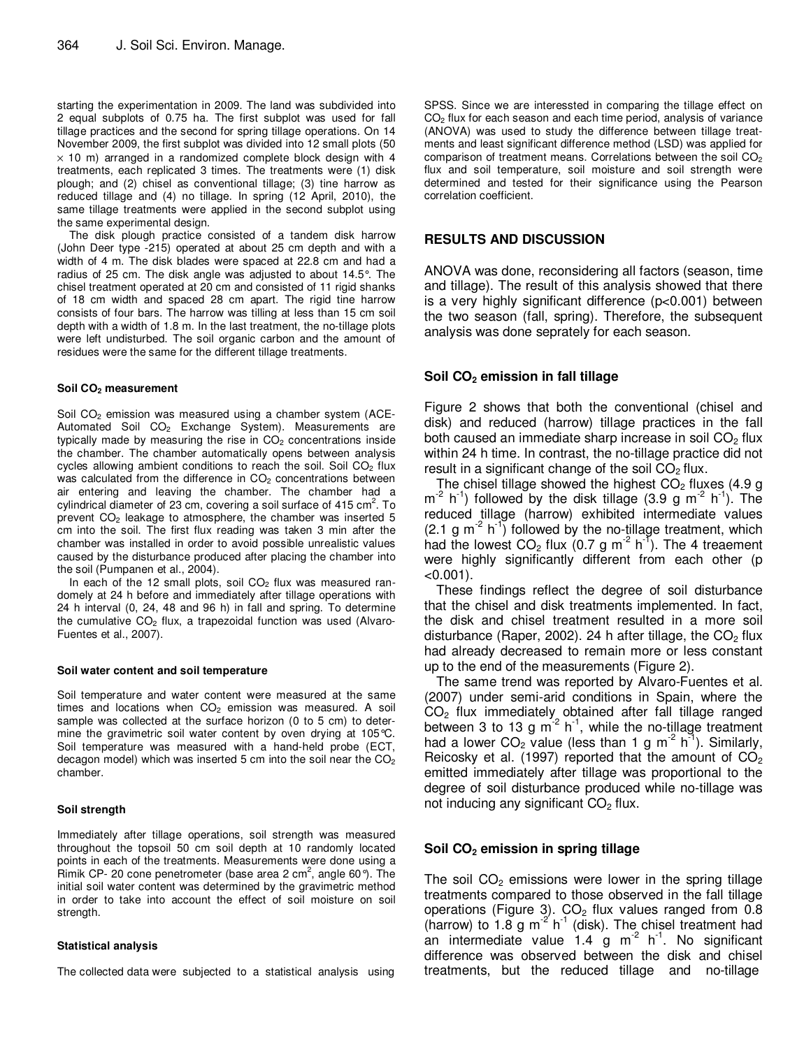starting the experimentation in 2009. The land was subdivided into 2 equal subplots of 0.75 ha. The first subplot was used for fall tillage practices and the second for spring tillage operations. On 14 November 2009, the first subplot was divided into 12 small plots (50 × 10 m) arranged in a randomized complete block design with 4 treatments, each replicated 3 times. The treatments were (1) disk plough; and (2) chisel as conventional tillage; (3) tine harrow as reduced tillage and (4) no tillage. In spring (12 April, 2010), the same tillage treatments were applied in the second subplot using the same experimental design.

The disk plough practice consisted of a tandem disk harrow (John Deer type -215) operated at about 25 cm depth and with a width of 4 m. The disk blades were spaced at 22.8 cm and had a radius of 25 cm. The disk angle was adjusted to about 14.5°. The chisel treatment operated at 20 cm and consisted of 11 rigid shanks of 18 cm width and spaced 28 cm apart. The rigid tine harrow consists of four bars. The harrow was tilling at less than 15 cm soil depth with a width of 1.8 m. In the last treatment, the no-tillage plots were left undisturbed. The soil organic carbon and the amount of residues were the same for the different tillage treatments.

#### Soil $CO_2$ measurement

Soil $CO_2$ emission was measured using a chamber system (ACE-Automated Soil $CO_2$ Exchange System). Measurements are typically made by measuring the rise in $CO_2$ concentrations inside the chamber. The chamber automatically opens between analysis cycles allowing ambient conditions to reach the soil. Soil $CO_2$ flux was calculated from the difference in $CO_2$ concentrations between air entering and leaving the chamber. The chamber had a cylindrical diameter of 23 cm, covering a soil surface of 415 $cm^2$. To prevent $CO_2$ leakage to atmosphere, the chamber was inserted 5 cm into the soil. The first flux reading was taken 3 min after the chamber was installed in order to avoid possible unrealistic values caused by the disturbance produced after placing the chamber into the soil (Pumpanen et al., 2004).

In each of the 12 small plots, soil $CO_2$ flux was measured randomely at 24 h before and immediately after tillage operations with 24 h interval (0, 24, 48 and 96 h) in fall and spring. To determine the cumulative $CO_2$ flux, a trapezoidal function was used (Alvaro-Fuentes et al., 2007).

#### Soil water content and soil temperature

Soil temperature and water content were measured at the same times and locations when $CO_2$ emission was measured. A soil sample was collected at the surface horizon (0 to 5 cm) to determine the gravimetric soil water content by oven drying at 105°C. Soil temperature was measured with a hand-held probe (ECT, decagon model) which was inserted 5 cm into the soil near the $CO_2$ chamber.

#### Soil strength

Immediately after tillage operations, soil strength was measured throughout the topsoil 50 cm soil depth at 10 randomly located points in each of the treatments. Measurements were done using a Rimik CP- 20 cone penetrometer (base area 2 $cm^2$, angle 60°). The initial soil water content was determined by the gravimetric method in order to take into account the effect of soil moisture on soil strength.

#### Statistical analysis

The collected data were subjected to a statistical analysis using SPSS. Since we are interessted in comparing the tillage effect on $CO_2$ flux for each season and each time period, analysis of variance (ANOVA) was used to study the difference between tillage treatments and least significant difference method (LSD) was applied for comparison of treatment means. Correlations between the soil $CO_2$ flux and soil temperature, soil moisture and soil strength were determined and tested for their significance using the Pearson correlation coefficient.

## RESULTS AND DISCUSSION

ANOVA was done, reconsidering all factors (season, time and tillage). The result of this analysis showed that there is a very highly significant difference ($p<0.001$) between the two season (fall, spring). Therefore, the subsequent analysis was done seprately for each season.

### Soil $CO_2$ emission in fall tillage

Figure 2 shows that both the conventional (chisel and disk) and reduced (harrow) tillage practices in the fall both caused an immediate sharp increase in soil $CO_2$ flux within 24 h time. In contrast, the no-tillage practice did not result in a significant change of the soil $CO_2$ flux.

The chisel tillage showed the highest $CO_2$ fluxes (4.9 g $m^{-2}$ $h^{-1}$) followed by the disk tillage (3.9 g $m^{-2}$ $h^{-1}$). The reduced tillage (harrow) exhibited intermediate values (2.1 g $m^{-2}$ $h^{-1}$) followed by the no-tillage treatment, which had the lowest $CO_2$ flux (0.7 g $m^{-2}$ $h^{-1}$). The 4 treaement were highly significantly different from each other ($p<0.001$).

These findings reflect the degree of soil disturbance that the chisel and disk treatments implemented. In fact, the disk and chisel treatment resulted in a more soil disturbance (Raper, 2002). 24 h after tillage, the $CO_2$ flux had already decreased to remain more or less constant up to the end of the measurements (Figure 2).

The same trend was reported by Alvaro-Fuentes et al. (2007) under semi-arid conditions in Spain, where the $CO_2$ flux immediately obtained after fall tillage ranged between 3 to 13 g $m^{-2}$ $h^{-1}$, while the no-tillage treatment had a lower $CO_2$ value (less than 1 g $m^{-2}$ $h^{-1}$). Similarly, Reicosky et al. (1997) reported that the amount of $CO_2$ emitted immediately after tillage was proportional to the degree of soil disturbance produced while no-tillage was not inducing any significant $CO_2$ flux.

### Soil $CO_2$ emission in spring tillage

The soil $CO_2$ emissions were lower in the spring tillage treatments compared to those observed in the fall tillage operations (Figure 3). $CO_2$ flux values ranged from 0.8 (harrow) to 1.8 g $m^{-2}$ $h^{-1}$ (disk). The chisel treatment had an intermediate value 1.4 g $m^{-2}$ $h^{-1}$. No significant difference was observed between the disk and chisel treatments, but the reduced tillage and no-tillage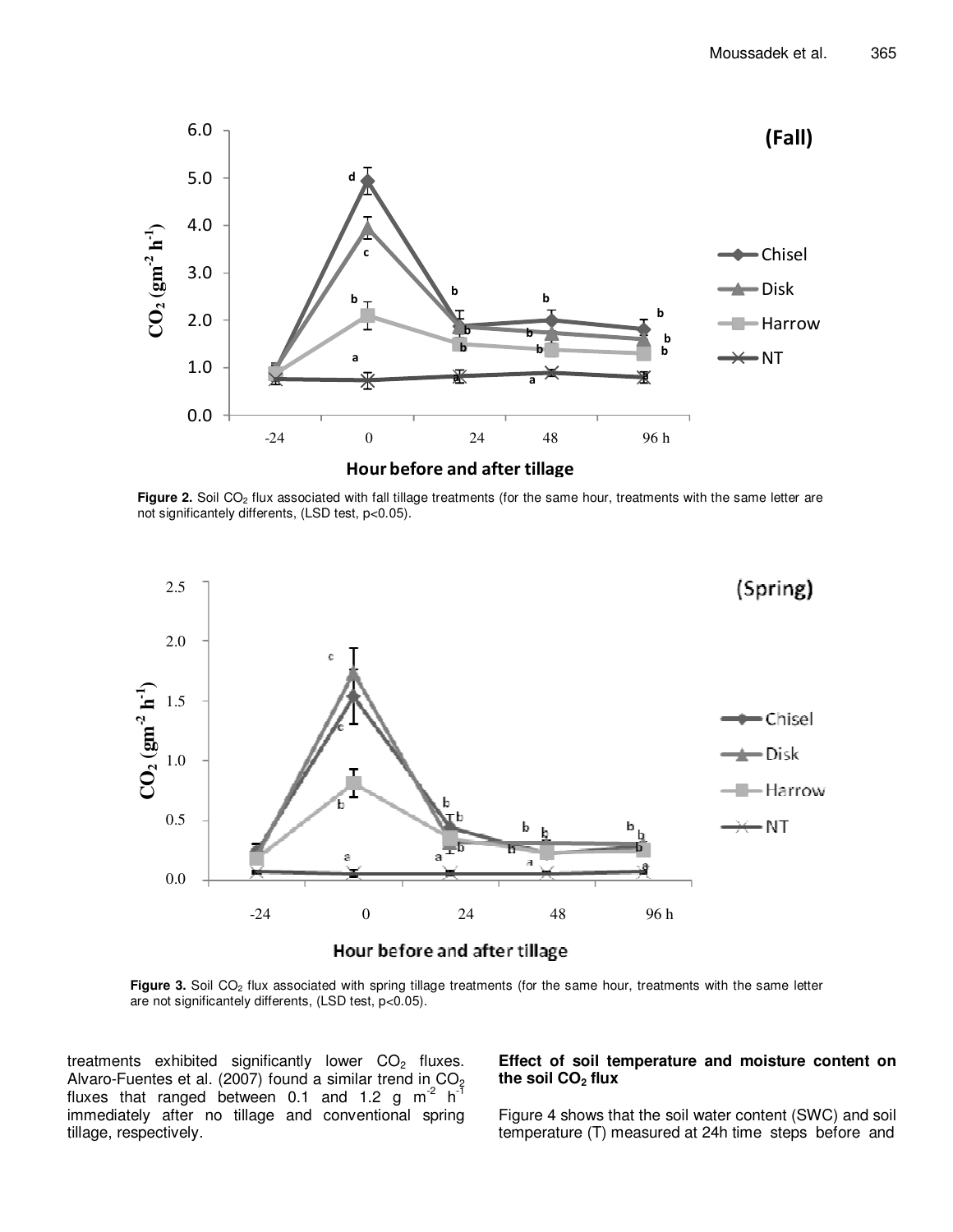**Figure 2.** Soil $CO_2$ flux associated with fall tillage treatments (for the same hour, treatments with the same letter are not significantely differents, (LSD test, p<0.05).

**Figure 3.** Soil $CO_2$ flux associated with spring tillage treatments (for the same hour, treatments with the same letter are not significantely differents, (LSD test, p<0.05).

treatments exhibited significantly lower $CO_2$ fluxes. Alvaro-Fuentes et al. (2007) found a similar trend in $CO_2$ fluxes that ranged between 0.1 and 1.2 g $m^{-2}$ $h^{-1}$ immediately after no tillage and conventional spring tillage, respectively.

### Effect of soil temperature and moisture content on the soil $CO_2$ flux

Figure 4 shows that the soil water content (SWC) and soil temperature (T) measured at 24h time steps before and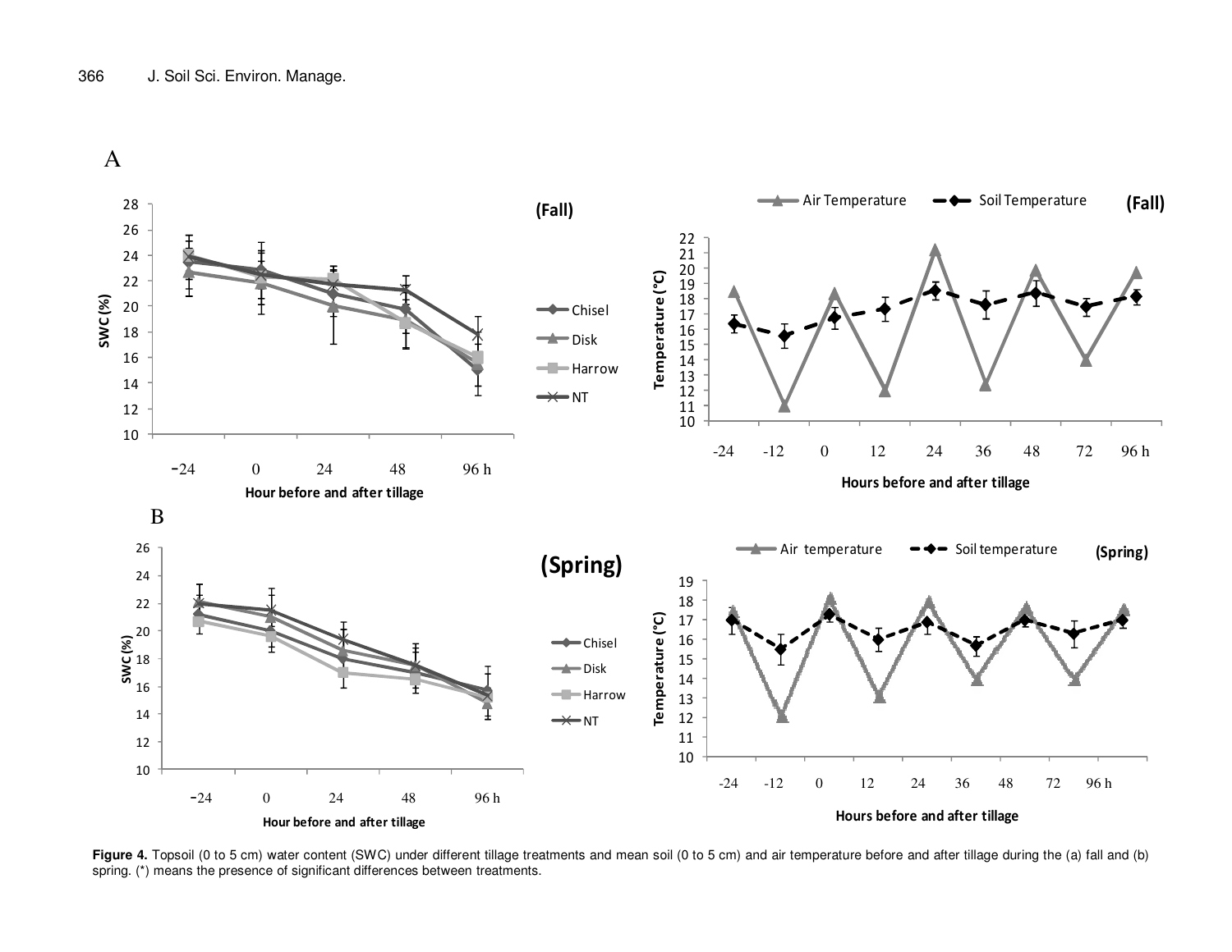**Figure 4.** Topsoil (0 to 5 cm) water content (SWC) under different tillage treatments and mean soil (0 to 5 cm) and air temperature before and after tillage during the (a) fall and (b) spring. (*) means the presence of significant differences between treatments.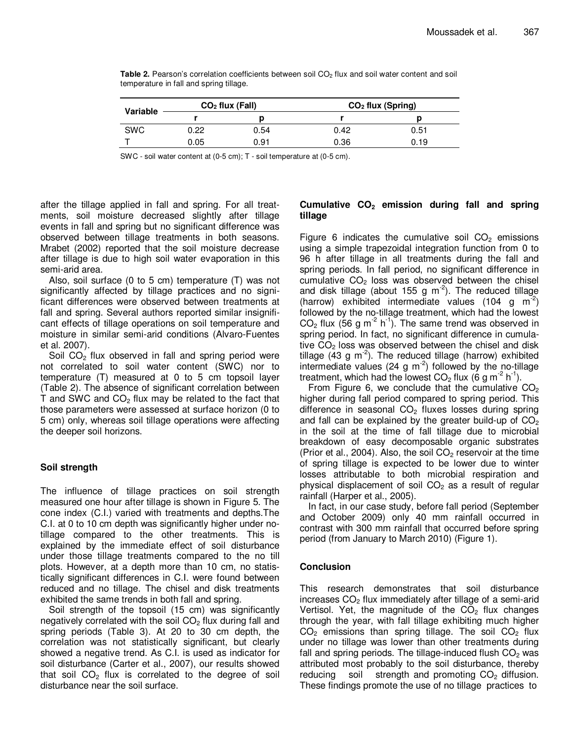**Table 2.** Pearson's correlation coefficients between soil $CO_2$ flux and soil water content and soil temperature in fall and spring tillage.

| Variable | $CO_2$ flux (Fall) | | $CO_2$ flux (Spring) | |
|---|---|---|---|---|
| | r | p | r | p |
| SWC | 0.22 | 0.54 | 0.42 | 0.51 |
| T | 0.05 | 0.91 | 0.36 | 0.19 |

SWC - soil water content at (0-5 cm); T - soil temperature at (0-5 cm).

after the tillage applied in fall and spring. For all treatments, soil moisture decreased slightly after tillage events in fall and spring but no significant difference was observed between tillage treatments in both seasons. Mrabet (2002) reported that the soil moisture decrease after tillage is due to high soil water evaporation in this semi-arid area.

Also, soil surface (0 to 5 cm) temperature (T) was not significantly affected by tillage practices and no significant differences were observed between treatments at fall and spring. Several authors reported similar insignificant effects of tillage operations on soil temperature and moisture in similar semi-arid conditions (Alvaro-Fuentes et al. 2007).

Soil $CO_2$ flux observed in fall and spring period were not correlated to soil water content (SWC) nor to temperature (T) measured at 0 to 5 cm topsoil layer (Table 2). The absence of significant correlation between T and SWC and $CO_2$ flux may be related to the fact that those parameters were assessed at surface horizon (0 to 5 cm) only, whereas soil tillage operations were affecting the deeper soil horizons.

## Soil strength

The influence of tillage practices on soil strength measured one hour after tillage is shown in Figure 5. The cone index (C.I.) varied with treatments and depths.The C.I. at 0 to 10 cm depth was significantly higher under no-tillage compared to the other treatments. This is explained by the immediate effect of soil disturbance under those tillage treatments compared to the no till plots. However, at a depth more than 10 cm, no statistically significant differences in C.I. were found between reduced and no tillage. The chisel and disk treatments exhibited the same trends in both fall and spring.

Soil strength of the topsoil (15 cm) was significantly negatively correlated with the soil $CO_2$ flux during fall and spring periods (Table 3). At 20 to 30 cm depth, the correlation was not statistically significant, but clearly showed a negative trend. As C.I. is used as indicator for soil disturbance (Carter et al., 2007), our results showed that soil $CO_2$ flux is correlated to the degree of soil disturbance near the soil surface.

## Cumulative $CO_2$ emission during fall and spring tillage

Figure 6 indicates the cumulative soil $CO_2$ emissions using a simple trapezoidal integration function from 0 to 96 h after tillage in all treatments during the fall and spring periods. In fall period, no significant difference in cumulative $CO_2$ loss was observed between the chisel and disk tillage (about 155 g $m^{-2}$). The reduced tillage (harrow) exhibited intermediate values (104 g $m^{-2}$) followed by the no-tillage treatment, which had the lowest $CO_2$ flux (56 g $m^{-2}$ $h^{-1}$). The same trend was observed in spring period. In fact, no significant difference in cumulative $CO_2$ loss was observed between the chisel and disk tillage (43 g $m^{-2}$). The reduced tillage (harrow) exhibited intermediate values (24 g $m^{-2}$) followed by the no-tillage treatment, which had the lowest $CO_2$ flux (6 g $m^{-2}$ $h^{-1}$).

From Figure 6, we conclude that the cumulative $CO_2$ higher during fall period compared to spring period. This difference in seasonal $CO_2$ fluxes losses during spring and fall can be explained by the greater build-up of $CO_2$ in the soil at the time of fall tillage due to microbial breakdown of easy decomposable organic substrates (Prior et al., 2004). Also, the soil $CO_2$ reservoir at the time of spring tillage is expected to be lower due to winter losses attributable to both microbial respiration and physical displacement of soil $CO_2$ as a result of regular rainfall (Harper et al., 2005).

In fact, in our case study, before fall period (September and October 2009) only 40 mm rainfall occurred in contrast with 300 mm rainfall that occurred before spring period (from January to March 2010) (Figure 1).

## Conclusion

This research demonstrates that soil disturbance increases $CO_2$ flux immediately after tillage of a semi-arid Vertisol. Yet, the magnitude of the $CO_2$ flux changes through the year, with fall tillage exhibiting much higher $CO_2$ emissions than spring tillage. The soil $CO_2$ flux under no tillage was lower than other treatments during fall and spring periods. The tillage-induced flush $CO_2$ was attributed most probably to the soil disturbance, thereby reducing soil strength and promoting $CO_2$ diffusion. These findings promote the use of no tillage practices to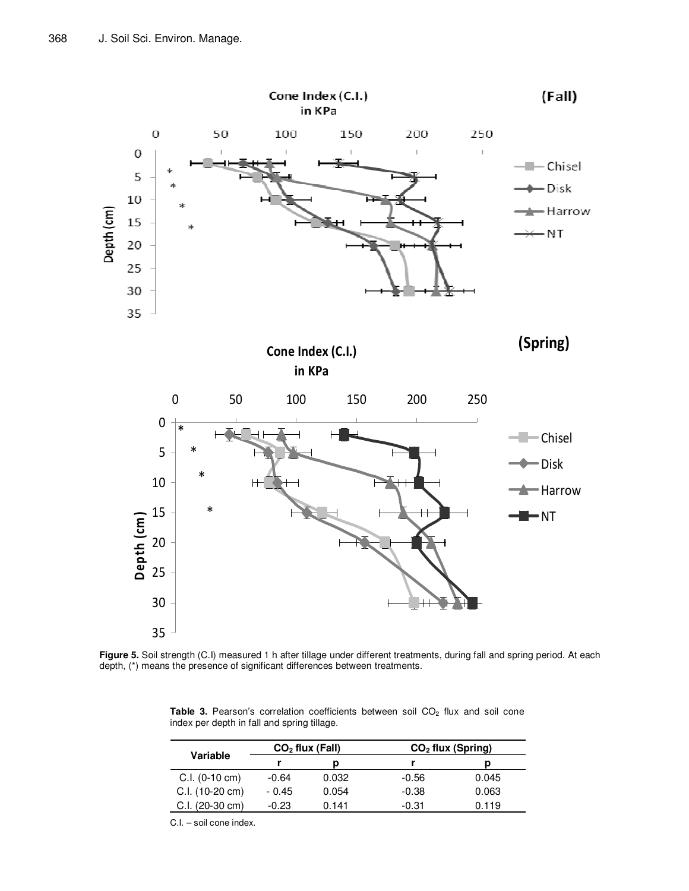**Figure 5.** Soil strength (C.I) measured 1 h after tillage under different treatments, during fall and spring period. At each depth, (*) means the presence of significant differences between treatments.

**Table 3.** Pearson's correlation coefficients between soil $CO_2$ flux and soil cone index per depth in fall and spring tillage.

| Variable | $CO_2$ flux (Fall) | | $CO_2$ flux (Spring) | |
|---|---|---|---|---|
| | r | p | r | p |
| C.I. (0-10 cm) | -0.64 | 0.032 | -0.56 | 0.045 |
| C.I. (10-20 cm) | - 0.45 | 0.054 | -0.38 | 0.063 |
| C.I. (20-30 cm) | -0.23 | 0.141 | -0.31 | 0.119 |

C.I. – soil cone index.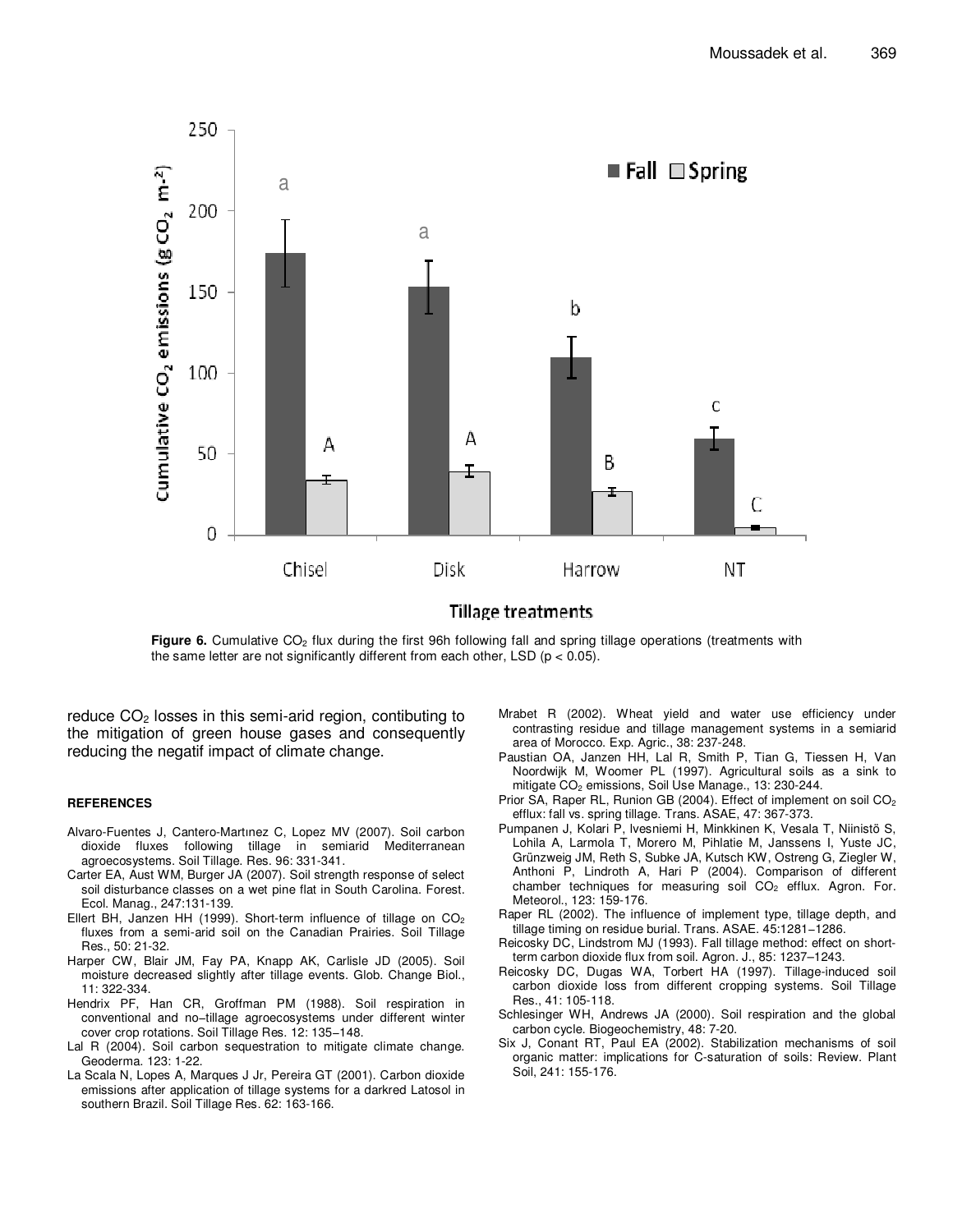250

200

150

100

50

0

Cumulative $CO_2$ emissions ($g\ CO_2\ m^{-2}$)

Fall  Spring

a

A

a

A

b

B

c

C

Chisel

Disk

Harrow

NT

Tillage treatments

**Figure 6.** Cumulative $CO_2$ flux during the first 96h following fall and spring tillage operations (treatments with the same letter are not significantly different from each other, LSD ($p < 0.05$).

reduce $CO_2$ losses in this semi-arid region, contibuting to the mitigation of green house gases and consequently reducing the negatif impact of climate change.

## REFERENCES

Alvaro-Fuentes J, Cantero-Martınez C, Lopez MV (2007). Soil carbon dioxide fluxes following tillage in semiarid Mediterranean agroecosystems. Soil Tillage. Res. 96: 331-341.

Carter EA, Aust WM, Burger JA (2007). Soil strength response of select soil disturbance classes on a wet pine flat in South Carolina. Forest. Ecol. Manag., 247:131-139.

Ellert BH, Janzen HH (1999). Short-term influence of tillage on $CO_2$ fluxes from a semi-arid soil on the Canadian Prairies. Soil Tillage Res., 50: 21-32.

Harper CW, Blair JM, Fay PA, Knapp AK, Carlisle JD (2005). Soil moisture decreased slightly after tillage events. Glob. Change Biol., 11: 322-334.

Hendrix PF, Han CR, Groffman PM (1988). Soil respiration in conventional and no–tillage agroecosystems under different winter cover crop rotations. Soil Tillage Res. 12: 135–148.

Lal R (2004). Soil carbon sequestration to mitigate climate change. Geoderma. 123: 1-22.

La Scala N, Lopes A, Marques J Jr, Pereira GT (2001). Carbon dioxide emissions after application of tillage systems for a darkred Latosol in southern Brazil. Soil Tillage Res. 62: 163-166.

Mrabet R (2002). Wheat yield and water use efficiency under contrasting residue and tillage management systems in a semiarid area of Morocco. Exp. Agric., 38: 237-248.

Paustian OA, Janzen HH, Lal R, Smith P, Tian G, Tiessen H, Van Noordwijk M, Woomer PL (1997). Agricultural soils as a sink to mitigate $CO_2$ emissions, Soil Use Manage., 13: 230-244.

Prior SA, Raper RL, Runion GB (2004). Effect of implement on soil $CO_2$ efflux: fall vs. spring tillage. Trans. ASAE, 47: 367-373.

Pumpanen J, Kolari P, Ivesniemi H, Minkkinen K, Vesala T, Niinistö S, Lohila A, Larmola T, Morero M, Pihlatie M, Janssens I, Yuste JC, Grünzweig JM, Reth S, Subke JA, Kutsch KW, Ostreng G, Ziegler W, Anthoni P, Lindroth A, Hari P (2004). Comparison of different chamber techniques for measuring soil $CO_2$ efflux. Agron. For. Meteorol., 123: 159-176.

Raper RL (2002). The influence of implement type, tillage depth, and tillage timing on residue burial. Trans. ASAE. 45:1281–1286.

Reicosky DC, Lindstrom MJ (1993). Fall tillage method: effect on short-term carbon dioxide flux from soil. Agron. J., 85: 1237–1243.

Reicosky DC, Dugas WA, Torbert HA (1997). Tillage-induced soil carbon dioxide loss from different cropping systems. Soil Tillage Res., 41: 105-118.

Schlesinger WH, Andrews JA (2000). Soil respiration and the global carbon cycle. Biogeochemistry, 48: 7-20.

Six J, Conant RT, Paul EA (2002). Stabilization mechanisms of soil organic matter: implications for C-saturation of soils: Review. Plant Soil, 241: 155-176.